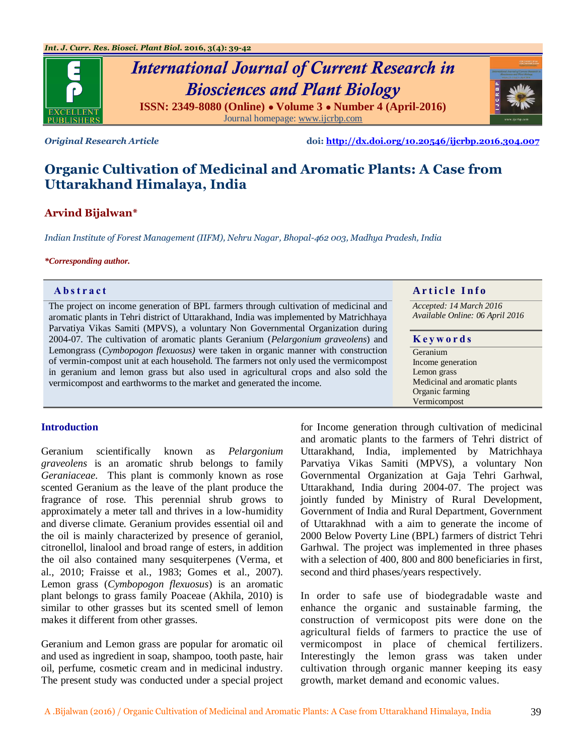**International Journal of Current Research in Biosciences and Plant Biology**

ISSN: 2349-8080 (Online) • Volume 3 • Number 4 (April-2016)

Journal homepage: www.ijcrbp.com

*Original Research Article*

doi: http://dx.doi.org/10.20546/ijcrbp.2016.304.007

# Organic Cultivation of Medicinal and Aromatic Plants: A Case from Uttarakhand Himalaya, India

**Arvind Bijalwan***

*Indian Institute of Forest Management (IIFM), Nehru Nagar, Bhopal-462 003, Madhya Pradesh, India*

****Corresponding author.***

## Abstract

The project on income generation of BPL farmers through cultivation of medicinal and aromatic plants in Tehri district of Uttarakhand, India was implemented by Matrichhaya Parvatiya Vikas Samiti (MPVS), a voluntary Non Governmental Organization during 2004-07. The cultivation of aromatic plants Geranium (*Pelargonium graveolens*) and Lemongrass (*Cymbopogon flexuosus)* were taken in organic manner with construction of vermin-compost unit at each household. The farmers not only used the vermicompost in geranium and lemon grass but also used in agricultural crops and also sold the vermicompost and earthworms to the market and generated the income.

## Article Info

*Accepted: 14 March 2016*
*Available Online: 06 April 2016*

## Keywords

Geranium
Income generation
Lemon grass
Medicinal and aromatic plants
Organic farming
Vermicompost

## Introduction

Geranium scientifically known as *Pelargonium graveolens* is an aromatic shrub belongs to family *Geraniaceae*. This plant is commonly known as rose scented Geranium as the leave of the plant produce the fragrance of rose. This perennial shrub grows to approximately a meter tall and thrives in a low-humidity and diverse climate. Geranium provides essential oil and the oil is mainly characterized by presence of geraniol, citronellol, linalool and broad range of esters, in addition the oil also contained many sesquiterpenes (Verma, et al., 2010; Fraisse et al., 1983; Gomes et al., 2007). Lemon grass (*Cymbopogon flexuosus*) is an aromatic plant belongs to grass family Poaceae (Akhila, 2010) is similar to other grasses but its scented smell of lemon makes it different from other grasses.

Geranium and Lemon grass are popular for aromatic oil and used as ingredient in soap, shampoo, tooth paste, hair oil, perfume, cosmetic cream and in medicinal industry. The present study was conducted under a special project for Income generation through cultivation of medicinal and aromatic plants to the farmers of Tehri district of Uttarakhand, India, implemented by Matrichhaya Parvatiya Vikas Samiti (MPVS), a voluntary Non Governmental Organization at Gaja Tehri Garhwal, Uttarakhand, India during 2004-07. The project was jointly funded by Ministry of Rural Development, Government of India and Rural Department, Government of Uttarakhnad with a aim to generate the income of 2000 Below Poverty Line (BPL) farmers of district Tehri Garhwal. The project was implemented in three phases with a selection of 400, 800 and 800 beneficiaries in first, second and third phases/years respectively.

In order to safe use of biodegradable waste and enhance the organic and sustainable farming, the construction of vermicopost pits were done on the agricultural fields of farmers to practice the use of vermicompost in place of chemical fertilizers. Interestingly the lemon grass was taken under cultivation through organic manner keeping its easy growth, market demand and economic values.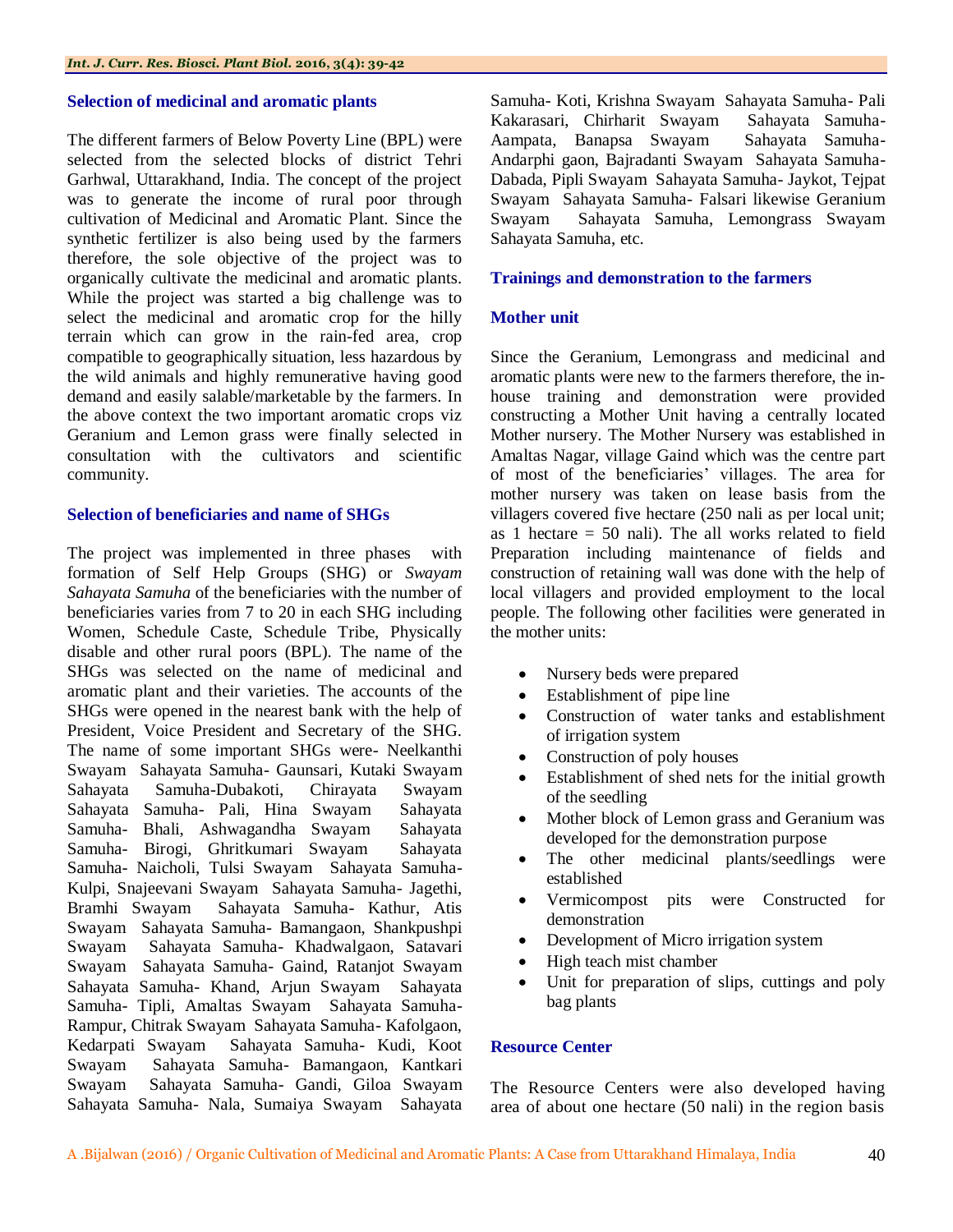## Selection of medicinal and aromatic plants

The different farmers of Below Poverty Line (BPL) were selected from the selected blocks of district Tehri Garhwal, Uttarakhand, India. The concept of the project was to generate the income of rural poor through cultivation of Medicinal and Aromatic Plant. Since the synthetic fertilizer is also being used by the farmers therefore, the sole objective of the project was to organically cultivate the medicinal and aromatic plants. While the project was started a big challenge was to select the medicinal and aromatic crop for the hilly terrain which can grow in the rain-fed area, crop compatible to geographically situation, less hazardous by the wild animals and highly remunerative having good demand and easily salable/marketable by the farmers. In the above context the two important aromatic crops viz Geranium and Lemon grass were finally selected in consultation with the cultivators and scientific community.

## Selection of beneficiaries and name of SHGs

The project was implemented in three phases with formation of Self Help Groups (SHG) or *Swayam Sahayata Samuha* of the beneficiaries with the number of beneficiaries varies from 7 to 20 in each SHG including Women, Schedule Caste, Schedule Tribe, Physically disable and other rural poors (BPL). The name of the SHGs was selected on the name of medicinal and aromatic plant and their varieties. The accounts of the SHGs were opened in the nearest bank with the help of President, Voice President and Secretary of the SHG. The name of some important SHGs were- Neelkanthi Swayam Sahayata Samuha- Gaunsari, Kutaki Swayam Sahayata Samuha-Dubakoti, Chirayata Swayam Sahayata Samuha- Pali, Hina Swayam Sahayata Samuha- Bhali, Ashwagandha Swayam Sahayata Samuha- Birogi, Ghritkumari Swayam Sahayata Samuha- Naicholi, Tulsi Swayam Sahayata Samuha- Kulpi, Snajeevani Swayam Sahayata Samuha- Jagethi, Bramhi Swayam Sahayata Samuha- Kathur, Atis Swayam Sahayata Samuha- Bamangaon, Shankpushpi Swayam Sahayata Samuha- Khadwalgaon, Satavari Swayam Sahayata Samuha- Gaind, Ratanjot Swayam Sahayata Samuha- Khand, Arjun Swayam Sahayata Samuha- Tipli, Amaltas Swayam Sahayata Samuha- Rampur, Chitrak Swayam Sahayata Samuha- Kafolgaon, Kedarpati Swayam Sahayata Samuha- Kudi, Koot Swayam Sahayata Samuha- Bamangaon, Kantkari Swayam Sahayata Samuha- Gandi, Giloa Swayam Sahayata Samuha- Nala, Sumaiya Swayam Sahayata Samuha- Koti, Krishna Swayam Sahayata Samuha- Pali Kakarasari, Chirharit Swayam Sahayata Samuha- Aampata, Banapsa Swayam Sahayata Samuha- Andarphi gaon, Bajradanti Swayam Sahayata Samuha- Dabada, Pipli Swayam Sahayata Samuha- Jaykot, Tejpat Swayam Sahayata Samuha- Falsari likewise Geranium Swayam Sahayata Samuha, Lemongrass Swayam Sahayata Samuha, etc.

## Trainings and demonstration to the farmers

### Mother unit

Since the Geranium, Lemongrass and medicinal and aromatic plants were new to the farmers therefore, the in-house training and demonstration were provided constructing a Mother Unit having a centrally located Mother nursery. The Mother Nursery was established in Amaltas Nagar, village Gaind which was the centre part of most of the beneficiaries' villages. The area for mother nursery was taken on lease basis from the villagers covered five hectare (250 nali as per local unit; as 1 hectare = 50 nali). The all works related to field Preparation including maintenance of fields and construction of retaining wall was done with the help of local villagers and provided employment to the local people. The following other facilities were generated in the mother units:

- Nursery beds were prepared
- Establishment of pipe line
- Construction of water tanks and establishment of irrigation system
- Construction of poly houses
- Establishment of shed nets for the initial growth of the seedling
- Mother block of Lemon grass and Geranium was developed for the demonstration purpose
- The other medicinal plants/seedlings were established
- Vermicompost pits were Constructed for demonstration
- Development of Micro irrigation system
- High teach mist chamber
- Unit for preparation of slips, cuttings and poly bag plants

### Resource Center

The Resource Centers were also developed having area of about one hectare (50 nali) in the region basis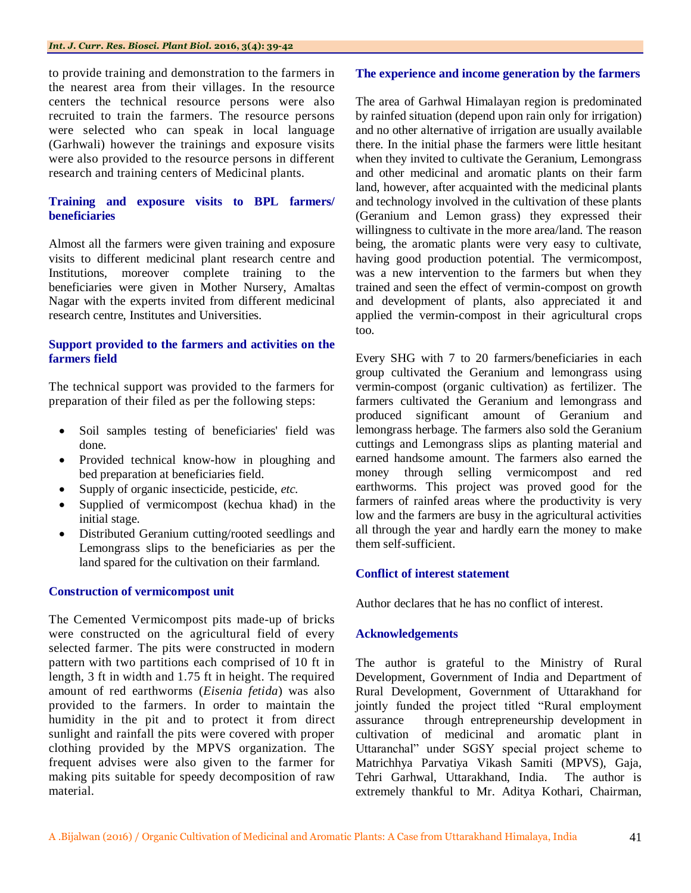to provide training and demonstration to the farmers in the nearest area from their villages. In the resource centers the technical resource persons were also recruited to train the farmers. The resource persons were selected who can speak in local language (Garhwali) however the trainings and exposure visits were also provided to the resource persons in different research and training centers of Medicinal plants.

### Training and exposure visits to BPL farmers/ beneficiaries

Almost all the farmers were given training and exposure visits to different medicinal plant research centre and Institutions, moreover complete training to the beneficiaries were given in Mother Nursery, Amaltas Nagar with the experts invited from different medicinal research centre, Institutes and Universities.

### Support provided to the farmers and activities on the farmers field

The technical support was provided to the farmers for preparation of their filed as per the following steps:

- Soil samples testing of beneficiaries' field was done.
- Provided technical know-how in ploughing and bed preparation at beneficiaries field.
- Supply of organic insecticide, pesticide, *etc.*
- Supplied of vermicompost (kechua khad) in the initial stage.
- Distributed Geranium cutting/rooted seedlings and Lemongrass slips to the beneficiaries as per the land spared for the cultivation on their farmland.

### Construction of vermicompost unit

The Cemented Vermicompost pits made-up of bricks were constructed on the agricultural field of every selected farmer. The pits were constructed in modern pattern with two partitions each comprised of 10 ft in length, 3 ft in width and 1.75 ft in height. The required amount of red earthworms (*Eisenia fetida*) was also provided to the farmers. In order to maintain the humidity in the pit and to protect it from direct sunlight and rainfall the pits were covered with proper clothing provided by the MPVS organization. The frequent advises were also given to the farmer for making pits suitable for speedy decomposition of raw material.

### The experience and income generation by the farmers

The area of Garhwal Himalayan region is predominated by rainfed situation (depend upon rain only for irrigation) and no other alternative of irrigation are usually available there. In the initial phase the farmers were little hesitant when they invited to cultivate the Geranium, Lemongrass and other medicinal and aromatic plants on their farm land, however, after acquainted with the medicinal plants and technology involved in the cultivation of these plants (Geranium and Lemon grass) they expressed their willingness to cultivate in the more area/land. The reason being, the aromatic plants were very easy to cultivate, having good production potential. The vermicompost, was a new intervention to the farmers but when they trained and seen the effect of vermin-compost on growth and development of plants, also appreciated it and applied the vermin-compost in their agricultural crops too.

Every SHG with 7 to 20 farmers/beneficiaries in each group cultivated the Geranium and lemongrass using vermin-compost (organic cultivation) as fertilizer. The farmers cultivated the Geranium and lemongrass and produced significant amount of Geranium and lemongrass herbage. The farmers also sold the Geranium cuttings and Lemongrass slips as planting material and earned handsome amount. The farmers also earned the money through selling vermicompost and red earthworms. This project was proved good for the farmers of rainfed areas where the productivity is very low and the farmers are busy in the agricultural activities all through the year and hardly earn the money to make them self-sufficient.

### Conflict of interest statement

Author declares that he has no conflict of interest.

### Acknowledgements

The author is grateful to the Ministry of Rural Development, Government of India and Department of Rural Development, Government of Uttarakhand for jointly funded the project titled "Rural employment assurance through entrepreneurship development in cultivation of medicinal and aromatic plant in Uttaranchal" under SGSY special project scheme to Matrichhya Parvatiya Vikash Samiti (MPVS), Gaja, Tehri Garhwal, Uttarakhand, India. The author is extremely thankful to Mr. Aditya Kothari, Chairman,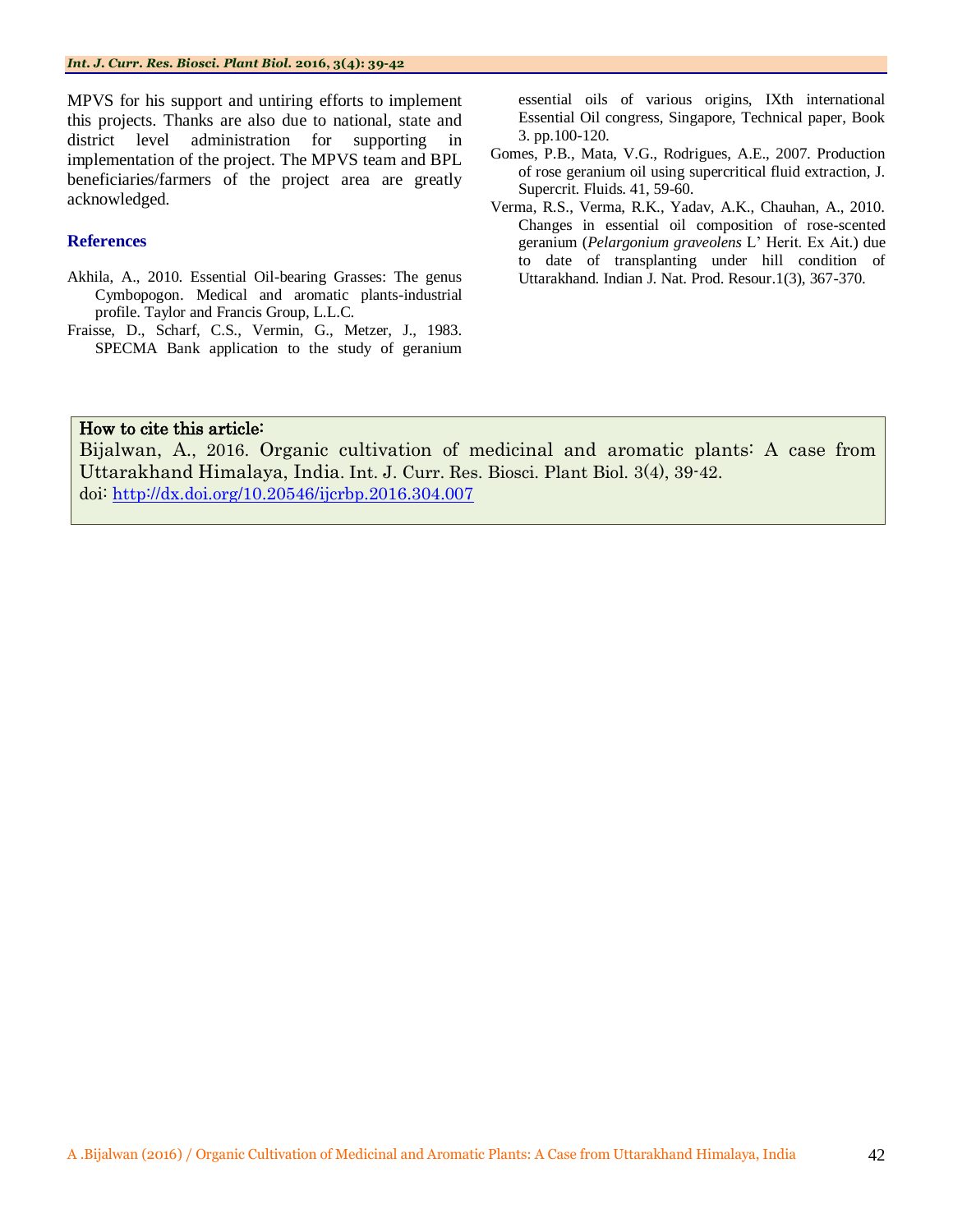MPVS for his support and untiring efforts to implement this projects. Thanks are also due to national, state and district level administration for supporting in implementation of the project. The MPVS team and BPL beneficiaries/farmers of the project area are greatly acknowledged.

## References

Akhila, A., 2010. Essential Oil-bearing Grasses: The genus Cymbopogon. Medical and aromatic plants-industrial profile. Taylor and Francis Group, L.L.C.

Fraisse, D., Scharf, C.S., Vermin, G., Metzer, J., 1983. SPECMA Bank application to the study of geranium essential oils of various origins, IXth international Essential Oil congress, Singapore, Technical paper, Book 3. pp.100-120.

Gomes, P.B., Mata, V.G., Rodrigues, A.E., 2007. Production of rose geranium oil using supercritical fluid extraction, J. Supercrit. Fluids. 41, 59-60.

Verma, R.S., Verma, R.K., Yadav, A.K., Chauhan, A., 2010. Changes in essential oil composition of rose-scented geranium (*Pelargonium graveolens* L' Herit. Ex Ait.) due to date of transplanting under hill condition of Uttarakhand. Indian J. Nat. Prod. Resour.1(3), 367-370.

**How to cite this article:**

Bijalwan, A., 2016. Organic cultivation of medicinal and aromatic plants: A case from Uttarakhand Himalaya, India. Int. J. Curr. Res. Biosci. Plant Biol. 3(4), 39-42.
doi: http://dx.doi.org/10.20546/ijcrbp.2016.304.007